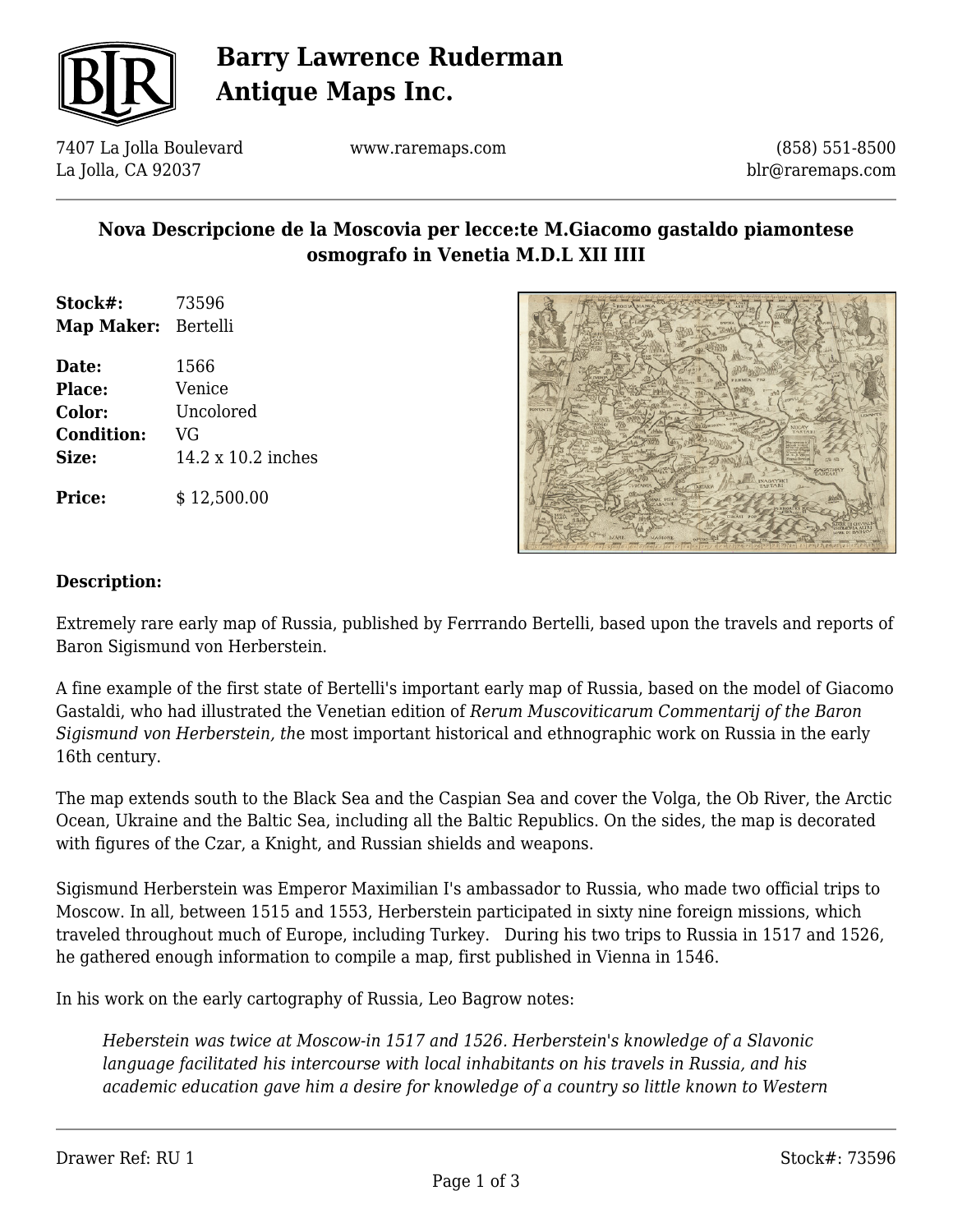# Barry Lawrence Ruderman Antique Maps Inc.

7407 La Jolla Boulevard
La Jolla, CA 92037

www.raremaps.com

(858) 551-8500
blr@raremaps.com

## Nova Descripcione de la Moscovia per lecce:te M.Giacomo gastaldo piamontese osmografo in Venetia M.D.L XII IIII

**Stock#:** 73596
**Map Maker:** Bertelli

**Date:** 1566
**Place:** Venice
**Color:** Uncolored
**Condition:** VG
**Size:** 14.2 x 10.2 inches

**Price:** $ 12,500.00

### Description:

Extremely rare early map of Russia, published by Ferrrando Bertelli, based upon the travels and reports of Baron Sigismund von Herberstein.

A fine example of the first state of Bertelli's important early map of Russia, based on the model of Giacomo Gastaldi, who had illustrated the Venetian edition of *Rerum Muscoviticarum Commentarij of the Baron Sigismund von Herberstein, th*e most important historical and ethnographic work on Russia in the early 16th century.

The map extends south to the Black Sea and the Caspian Sea and cover the Volga, the Ob River, the Arctic Ocean, Ukraine and the Baltic Sea, including all the Baltic Republics. On the sides, the map is decorated with figures of the Czar, a Knight, and Russian shields and weapons.

Sigismund Herberstein was Emperor Maximilian I's ambassador to Russia, who made two official trips to Moscow. In all, between 1515 and 1553, Herberstein participated in sixty nine foreign missions, which traveled throughout much of Europe, including Turkey. During his two trips to Russia in 1517 and 1526, he gathered enough information to compile a map, first published in Vienna in 1546.

In his work on the early cartography of Russia, Leo Bagrow notes:

> *Heberstein was twice at Moscow-in 1517 and 1526. Herberstein's knowledge of a Slavonic language facilitated his intercourse with local inhabitants on his travels in Russia, and his academic education gave him a desire for knowledge of a country so little known to Western*

Drawer Ref: RU 1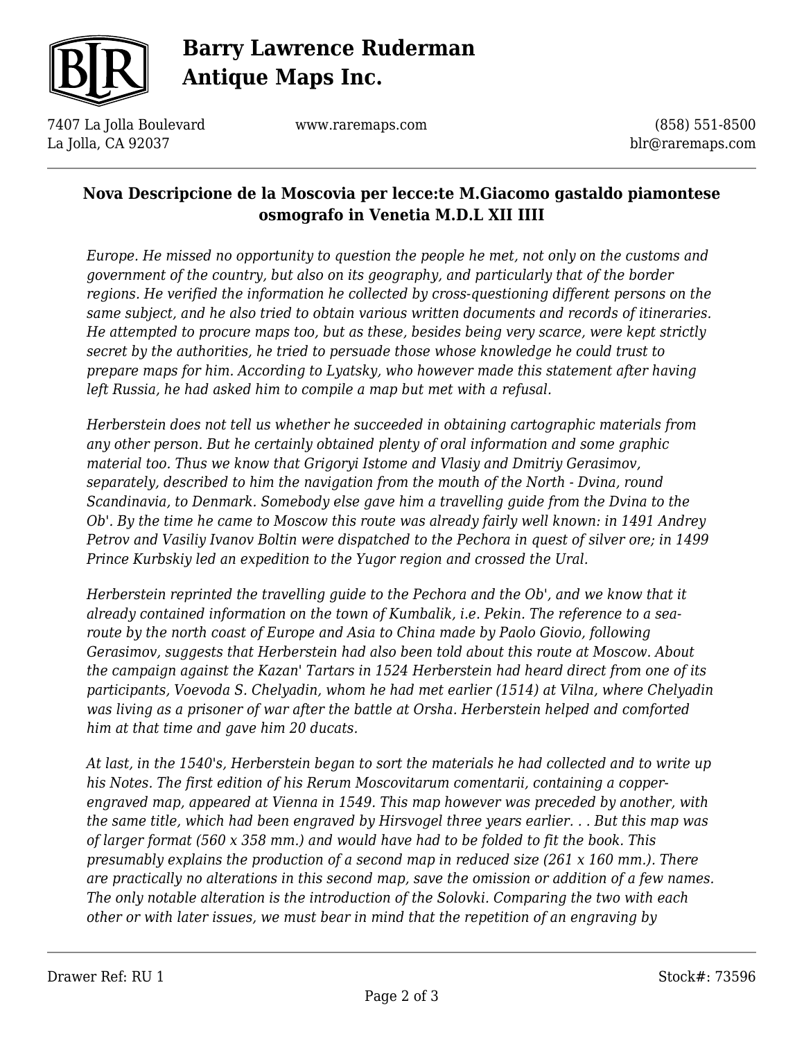**Nova Descripcione de la Moscovia per lecce:te M.Giacomo gastaldo piamontese osmografo in Venetia M.D.L XII IIII**

*Europe. He missed no opportunity to question the people he met, not only on the customs and government of the country, but also on its geography, and particularly that of the border regions. He verified the information he collected by cross-questioning different persons on the same subject, and he also tried to obtain various written documents and records of itineraries. He attempted to procure maps too, but as these, besides being very scarce, were kept strictly secret by the authorities, he tried to persuade those whose knowledge he could trust to prepare maps for him. According to Lyatsky, who however made this statement after having left Russia, he had asked him to compile a map but met with a refusal.*

*Herberstein does not tell us whether he succeeded in obtaining cartographic materials from any other person. But he certainly obtained plenty of oral information and some graphic material too. Thus we know that Grigoryi Istome and Vlasiy and Dmitriy Gerasimov, separately, described to him the navigation from the mouth of the North - Dvina, round Scandinavia, to Denmark. Somebody else gave him a travelling guide from the Dvina to the Ob'. By the time he came to Moscow this route was already fairly well known: in 1491 Andrey Petrov and Vasiliy Ivanov Boltin were dispatched to the Pechora in quest of silver ore; in 1499 Prince Kurbskiy led an expedition to the Yugor region and crossed the Ural.*

*Herberstein reprinted the travelling guide to the Pechora and the Ob', and we know that it already contained information on the town of Kumbalik, i.e. Pekin. The reference to a sea-route by the north coast of Europe and Asia to China made by Paolo Giovio, following Gerasimov, suggests that Herberstein had also been told about this route at Moscow. About the campaign against the Kazan' Tartars in 1524 Herberstein had heard direct from one of its participants, Voevoda S. Chelyadin, whom he had met earlier (1514) at Vilna, where Chelyadin was living as a prisoner of war after the battle at Orsha. Herberstein helped and comforted him at that time and gave him 20 ducats.*

*At last, in the 1540's, Herberstein began to sort the materials he had collected and to write up his Notes. The first edition of his Rerum Moscovitarum comentarii, containing a copper-engraved map, appeared at Vienna in 1549. This map however was preceded by another, with the same title, which had been engraved by Hirsvogel three years earlier. . . But this map was of larger format (560 x 358 mm.) and would have had to be folded to fit the book. This presumably explains the production of a second map in reduced size (261 x 160 mm.). There are practically no alterations in this second map, save the omission or addition of a few names. The only notable alteration is the introduction of the Solovki. Comparing the two with each other or with later issues, we must bear in mind that the repetition of an engraving by*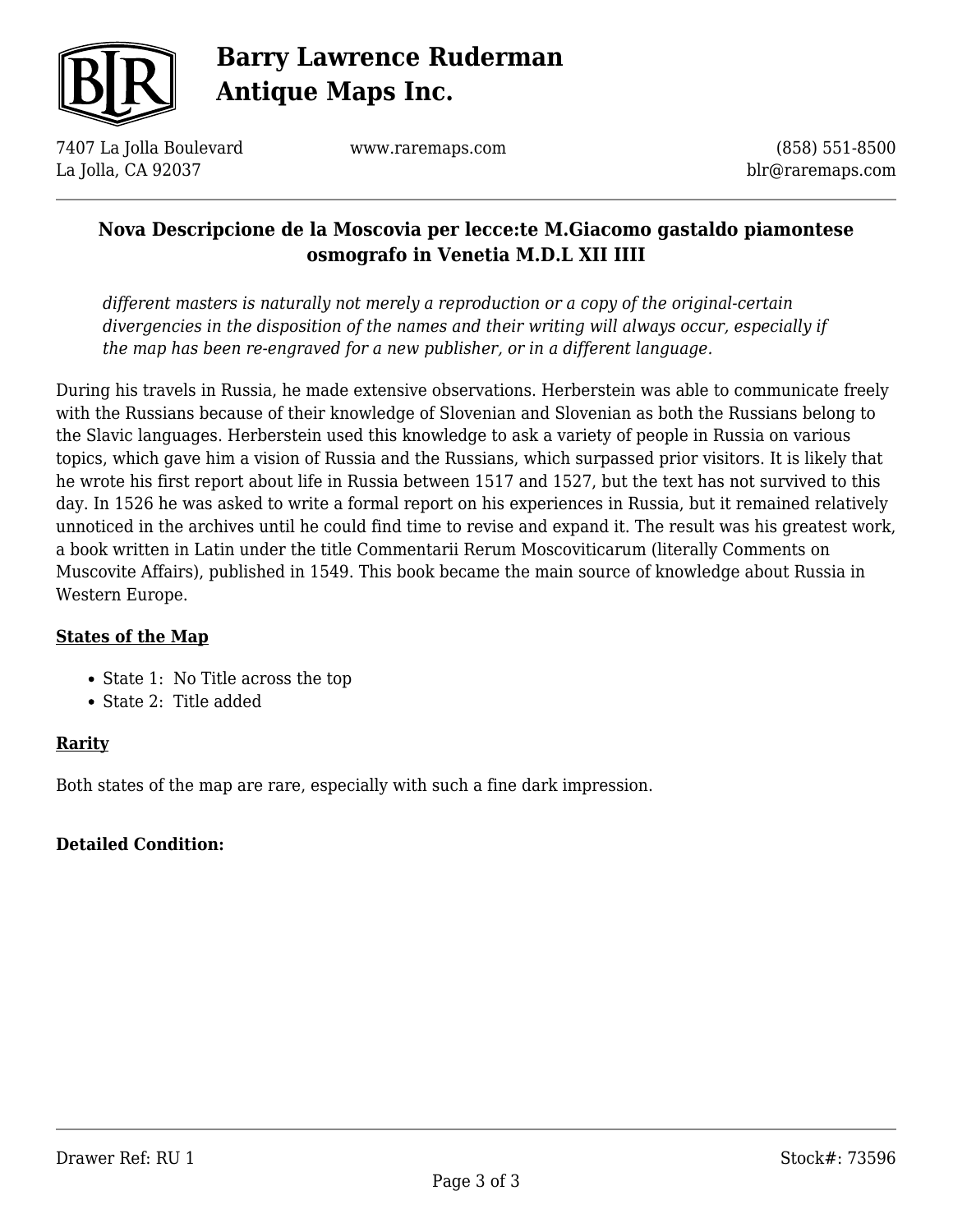## Nova Descripcione de la Moscovia per lecce:te M.Giacomo gastaldo piamontese osmografo in Venetia M.D.L XII IIII

> *different masters is naturally not merely a reproduction or a copy of the original-certain divergencies in the disposition of the names and their writing will always occur, especially if the map has been re-engraved for a new publisher, or in a different language.*

During his travels in Russia, he made extensive observations. Herberstein was able to communicate freely with the Russians because of their knowledge of Slovenian and Slovenian as both the Russians belong to the Slavic languages. Herberstein used this knowledge to ask a variety of people in Russia on various topics, which gave him a vision of Russia and the Russians, which surpassed prior visitors. It is likely that he wrote his first report about life in Russia between 1517 and 1527, but the text has not survived to this day. In 1526 he was asked to write a formal report on his experiences in Russia, but it remained relatively unnoticed in the archives until he could find time to revise and expand it. The result was his greatest work, a book written in Latin under the title Commentarii Rerum Moscoviticarum (literally Comments on Muscovite Affairs), published in 1549. This book became the main source of knowledge about Russia in Western Europe.

**States of the Map**

- State 1: No Title across the top
- State 2: Title added

**Rarity**

Both states of the map are rare, especially with such a fine dark impression.

**Detailed Condition:**

Drawer Ref: RU 1

Stock#: 73596